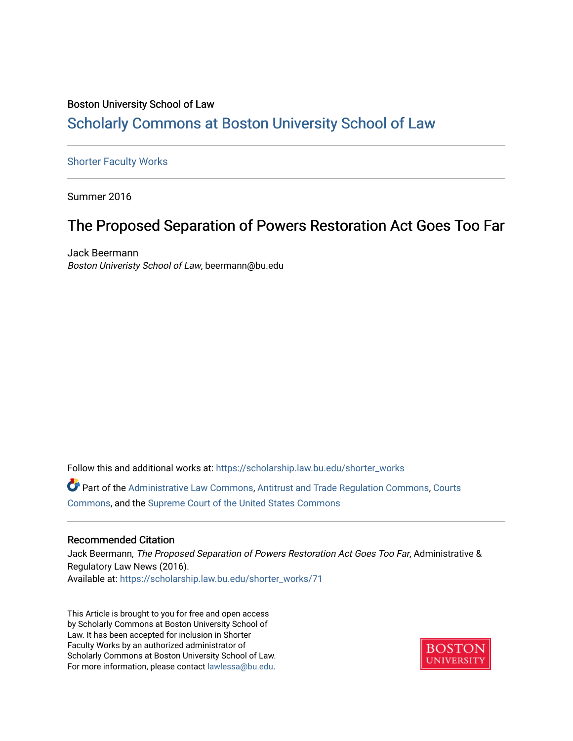Boston University School of Law

## Scholarly Commons at Boston University School of Law

Shorter Faculty Works

Summer 2016

# The Proposed Separation of Powers Restoration Act Goes Too Far

Jack Beermann
*Boston Univeristy School of Law*, beermann@bu.edu

Follow this and additional works at: https://scholarship.law.bu.edu/shorter_works

Part of the Administrative Law Commons, Antitrust and Trade Regulation Commons, Courts Commons, and the Supreme Court of the United States Commons

### Recommended Citation

Jack Beermann, *The Proposed Separation of Powers Restoration Act Goes Too Far*, Administrative & Regulatory Law News (2016).
Available at: https://scholarship.law.bu.edu/shorter_works/71

This Article is brought to you for free and open access by Scholarly Commons at Boston University School of Law. It has been accepted for inclusion in Shorter Faculty Works by an authorized administrator of Scholarly Commons at Boston University School of Law. For more information, please contact lawlessa@bu.edu.

BOSTON UNIVERSITY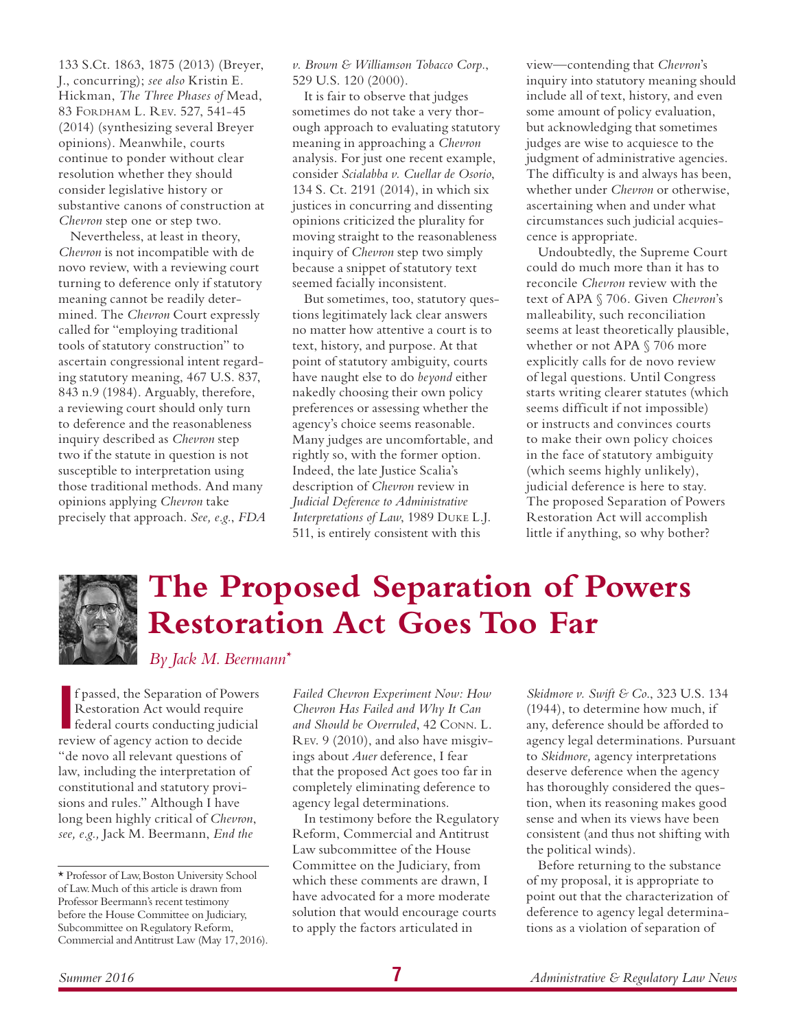133 S.Ct. 1863, 1875 (2013) (Breyer, J., concurring); *see also* Kristin E. Hickman, *The Three Phases of* Mead, 83 Fordham L. Rev. 527, 541-45 (2014) (synthesizing several Breyer opinions). Meanwhile, courts continue to ponder without clear resolution whether they should consider legislative history or substantive canons of construction at *Chevron* step one or step two.

Nevertheless, at least in theory, *Chevron* is not incompatible with de novo review, with a reviewing court turning to deference only if statutory meaning cannot be readily determined. The *Chevron* Court expressly called for "employing traditional tools of statutory construction" to ascertain congressional intent regarding statutory meaning, 467 U.S. 837, 843 n.9 (1984). Arguably, therefore, a reviewing court should only turn to deference and the reasonableness inquiry described as *Chevron* step two if the statute in question is not susceptible to interpretation using those traditional methods. And many opinions applying *Chevron* take precisely that approach. *See, e.g.*, *FDA v. Brown & Williamson Tobacco Corp.*, 529 U.S. 120 (2000).

It is fair to observe that judges sometimes do not take a very thorough approach to evaluating statutory meaning in approaching a *Chevron* analysis. For just one recent example, consider *Scialabba v. Cuellar de Osorio*, 134 S. Ct. 2191 (2014), in which six justices in concurring and dissenting opinions criticized the plurality for moving straight to the reasonableness inquiry of *Chevron* step two simply because a snippet of statutory text seemed facially inconsistent.

But sometimes, too, statutory questions legitimately lack clear answers no matter how attentive a court is to text, history, and purpose. At that point of statutory ambiguity, courts have naught else to do *beyond* either nakedly choosing their own policy preferences or assessing whether the agency's choice seems reasonable. Many judges are uncomfortable, and rightly so, with the former option. Indeed, the late Justice Scalia's description of *Chevron* review in *Judicial Deference to Administrative Interpretations of Law*, 1989 Duke L.J. 511, is entirely consistent with this view—contending that *Chevron*'s inquiry into statutory meaning should include all of text, history, and even some amount of policy evaluation, but acknowledging that sometimes judges are wise to acquiesce to the judgment of administrative agencies. The difficulty is and always has been, whether under *Chevron* or otherwise, ascertaining when and under what circumstances such judicial acquiescence is appropriate.

Undoubtedly, the Supreme Court could do much more than it has to reconcile *Chevron* review with the text of APA § 706. Given *Chevron*'s malleability, such reconciliation seems at least theoretically plausible, whether or not APA § 706 more explicitly calls for de novo review of legal questions. Until Congress starts writing clearer statutes (which seems difficult if not impossible) or instructs and convinces courts to make their own policy choices in the face of statutory ambiguity (which seems highly unlikely), judicial deference is here to stay. The proposed Separation of Powers Restoration Act will accomplish little if anything, so why bother?

# The Proposed Separation of Powers Restoration Act Goes Too Far

*By Jack M. Beermann*[*]

If passed, the Separation of Powers Restoration Act would require federal courts conducting judicial review of agency action to decide "de novo all relevant questions of law, including the interpretation of constitutional and statutory provisions and rules." Although I have long been highly critical of *Chevron*, *see, e.g.,* Jack M. Beermann, *End the Failed Chevron Experiment Now: How Chevron Has Failed and Why It Can and Should be Overruled*, 42 Conn. L. Rev. 9 (2010), and also have misgivings about *Auer* deference, I fear that the proposed Act goes too far in completely eliminating deference to agency legal determinations.

In testimony before the Regulatory Reform, Commercial and Antitrust Law subcommittee of the House Committee on the Judiciary, from which these comments are drawn, I have advocated for a more moderate solution that would encourage courts to apply the factors articulated in *Skidmore v. Swift & Co.*, 323 U.S. 134 (1944), to determine how much, if any, deference should be afforded to agency legal determinations. Pursuant to *Skidmore,* agency interpretations deserve deference when the agency has thoroughly considered the question, when its reasoning makes good sense and when its views have been consistent (and thus not shifting with the political winds).

Before returning to the substance of my proposal, it is appropriate to point out that the characterization of deference to agency legal determinations as a violation of separation of

[*] Professor of Law, Boston University School of Law. Much of this article is drawn from Professor Beermann's recent testimony before the House Committee on Judiciary, Subcommittee on Regulatory Reform, Commercial and Antitrust Law (May 17, 2016).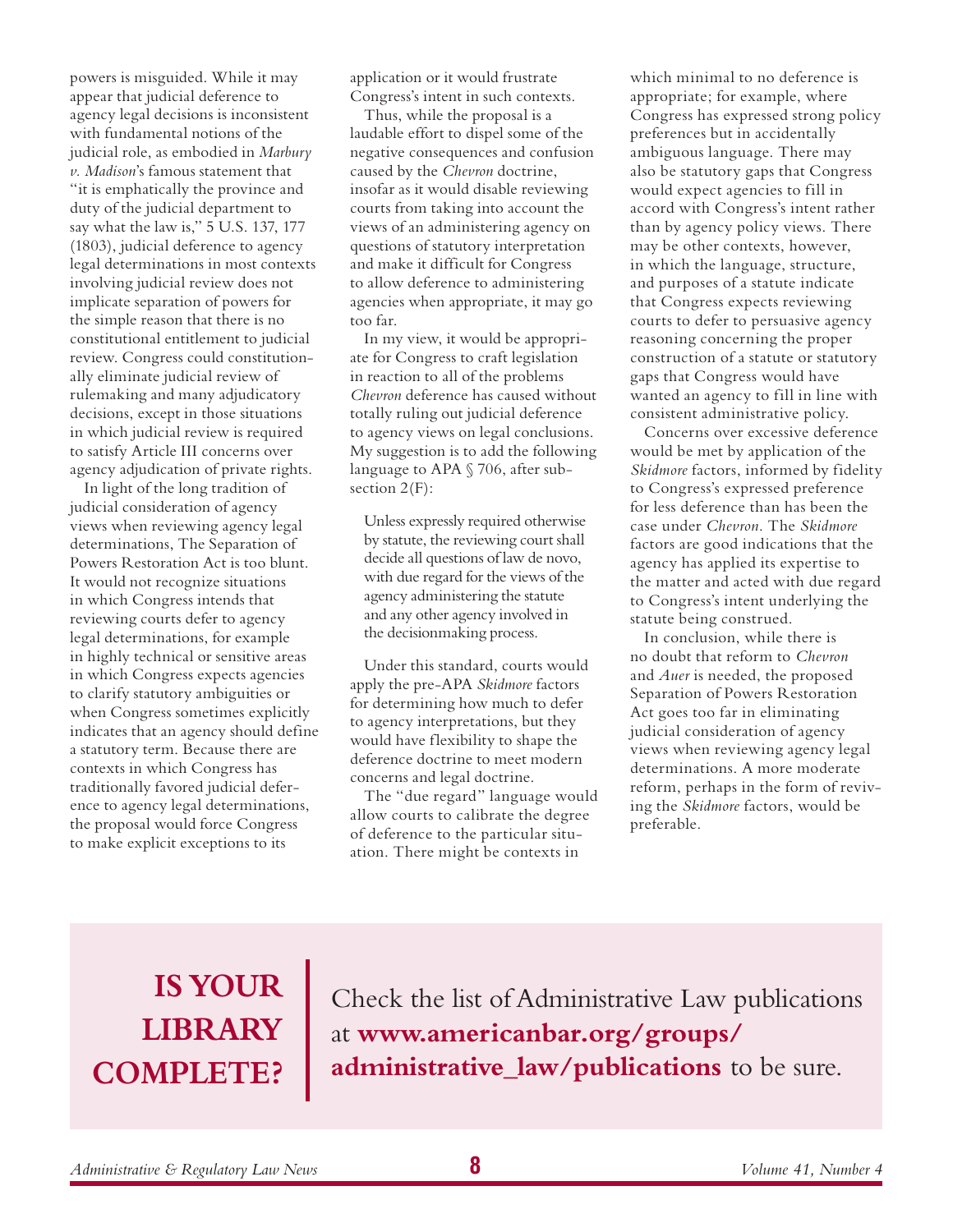powers is misguided. While it may appear that judicial deference to agency legal decisions is inconsistent with fundamental notions of the judicial role, as embodied in *Marbury v. Madison*'s famous statement that "it is emphatically the province and duty of the judicial department to say what the law is," 5 U.S. 137, 177 (1803), judicial deference to agency legal determinations in most contexts involving judicial review does not implicate separation of powers for the simple reason that there is no constitutional entitlement to judicial review. Congress could constitutionally eliminate judicial review of rulemaking and many adjudicatory decisions, except in those situations in which judicial review is required to satisfy Article III concerns over agency adjudication of private rights.

In light of the long tradition of judicial consideration of agency views when reviewing agency legal determinations, The Separation of Powers Restoration Act is too blunt. It would not recognize situations in which Congress intends that reviewing courts defer to agency legal determinations, for example in highly technical or sensitive areas in which Congress expects agencies to clarify statutory ambiguities or when Congress sometimes explicitly indicates that an agency should define a statutory term. Because there are contexts in which Congress has traditionally favored judicial deference to agency legal determinations, the proposal would force Congress to make explicit exceptions to its application or it would frustrate Congress's intent in such contexts.

Thus, while the proposal is a laudable effort to dispel some of the negative consequences and confusion caused by the *Chevron* doctrine, insofar as it would disable reviewing courts from taking into account the views of an administering agency on questions of statutory interpretation and make it difficult for Congress to allow deference to administering agencies when appropriate, it may go too far.

In my view, it would be appropriate for Congress to craft legislation in reaction to all of the problems *Chevron* deference has caused without totally ruling out judicial deference to agency views on legal conclusions. My suggestion is to add the following language to APA § 706, after subsection 2(F):

> Unless expressly required otherwise by statute, the reviewing court shall decide all questions of law de novo, with due regard for the views of the agency administering the statute and any other agency involved in the decisionmaking process.

Under this standard, courts would apply the pre-APA *Skidmore* factors for determining how much to defer to agency interpretations, but they would have flexibility to shape the deference doctrine to meet modern concerns and legal doctrine.

The "due regard" language would allow courts to calibrate the degree of deference to the particular situation. There might be contexts in which minimal to no deference is appropriate; for example, where Congress has expressed strong policy preferences but in accidentally ambiguous language. There may also be statutory gaps that Congress would expect agencies to fill in accord with Congress's intent rather than by agency policy views. There may be other contexts, however, in which the language, structure, and purposes of a statute indicate that Congress expects reviewing courts to defer to persuasive agency reasoning concerning the proper construction of a statute or statutory gaps that Congress would have wanted an agency to fill in line with consistent administrative policy.

Concerns over excessive deference would be met by application of the *Skidmore* factors, informed by fidelity to Congress's expressed preference for less deference than has been the case under *Chevron*. The *Skidmore* factors are good indications that the agency has applied its expertise to the matter and acted with due regard to Congress's intent underlying the statute being construed.

In conclusion, while there is no doubt that reform to *Chevron* and *Auer* is needed, the proposed Separation of Powers Restoration Act goes too far in eliminating judicial consideration of agency views when reviewing agency legal determinations. A more moderate reform, perhaps in the form of reviving the *Skidmore* factors, would be preferable.

**IS YOUR LIBRARY COMPLETE?**

Check the list of Administrative Law publications at **www.americanbar.org/groups/administrative_law/publications** to be sure.